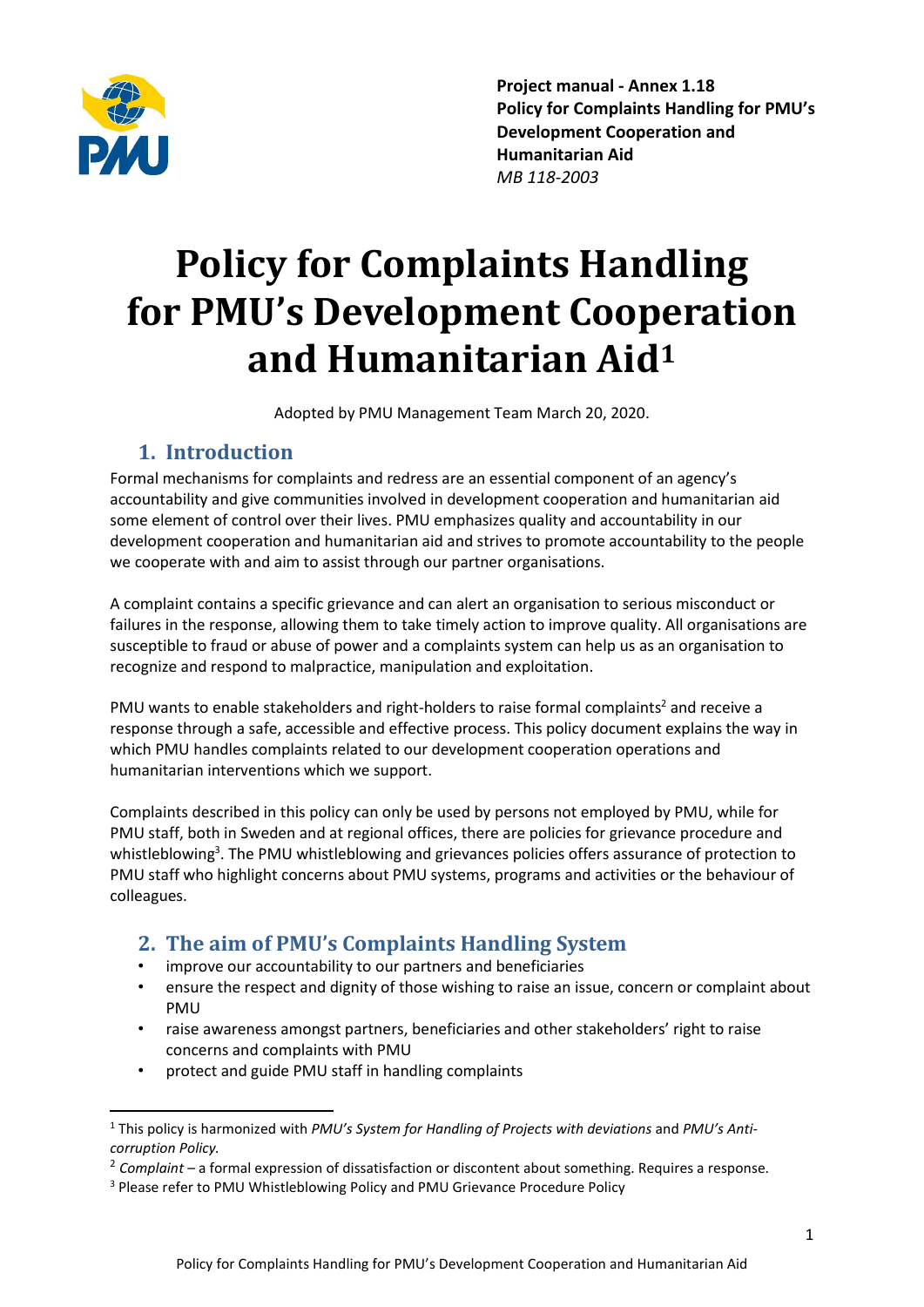**Project manual - Annex 1.18**
**Policy for Complaints Handling for PMU's Development Cooperation and Humanitarian Aid**
*MB 118-2003*

# Policy for Complaints Handling for PMU's Development Cooperation and Humanitarian Aid[1]

Adopted by PMU Management Team March 20, 2020.

## 1. Introduction

Formal mechanisms for complaints and redress are an essential component of an agency's accountability and give communities involved in development cooperation and humanitarian aid some element of control over their lives. PMU emphasizes quality and accountability in our development cooperation and humanitarian aid and strives to promote accountability to the people we cooperate with and aim to assist through our partner organisations.

A complaint contains a specific grievance and can alert an organisation to serious misconduct or failures in the response, allowing them to take timely action to improve quality. All organisations are susceptible to fraud or abuse of power and a complaints system can help us as an organisation to recognize and respond to malpractice, manipulation and exploitation.

PMU wants to enable stakeholders and right-holders to raise formal complaints[2] and receive a response through a safe, accessible and effective process. This policy document explains the way in which PMU handles complaints related to our development cooperation operations and humanitarian interventions which we support.

Complaints described in this policy can only be used by persons not employed by PMU, while for PMU staff, both in Sweden and at regional offices, there are policies for grievance procedure and whistleblowing[3]. The PMU whistleblowing and grievances policies offers assurance of protection to PMU staff who highlight concerns about PMU systems, programs and activities or the behaviour of colleagues.

## 2. The aim of PMU's Complaints Handling System

- improve our accountability to our partners and beneficiaries
- ensure the respect and dignity of those wishing to raise an issue, concern or complaint about PMU
- raise awareness amongst partners, beneficiaries and other stakeholders' right to raise concerns and complaints with PMU
- protect and guide PMU staff in handling complaints

---

[1] This policy is harmonized with *PMU's System for Handling of Projects with deviations* and *PMU's Anti-corruption Policy.*

[2] *Complaint* – a formal expression of dissatisfaction or discontent about something. Requires a response.

[3] Please refer to PMU Whistleblowing Policy and PMU Grievance Procedure Policy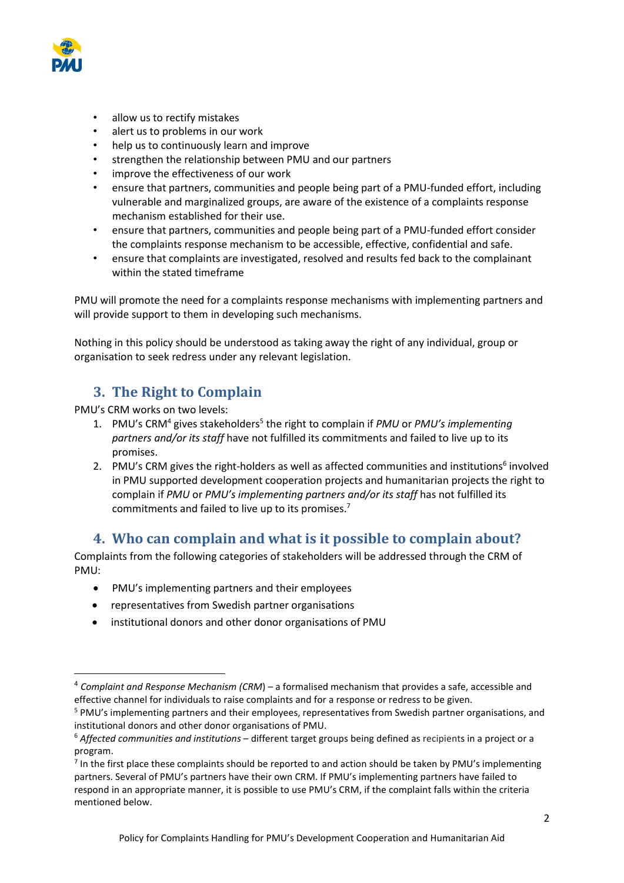- allow us to rectify mistakes
- alert us to problems in our work
- help us to continuously learn and improve
- strengthen the relationship between PMU and our partners
- improve the effectiveness of our work
- ensure that partners, communities and people being part of a PMU-funded effort, including vulnerable and marginalized groups, are aware of the existence of a complaints response mechanism established for their use.
- ensure that partners, communities and people being part of a PMU-funded effort consider the complaints response mechanism to be accessible, effective, confidential and safe.
- ensure that complaints are investigated, resolved and results fed back to the complainant within the stated timeframe

PMU will promote the need for a complaints response mechanisms with implementing partners and will provide support to them in developing such mechanisms.

Nothing in this policy should be understood as taking away the right of any individual, group or organisation to seek redress under any relevant legislation.

## 3. The Right to Complain

PMU's CRM works on two levels:

1. PMU's CRM[4] gives stakeholders[5] the right to complain if *PMU* or *PMU's implementing partners and/or its staff* have not fulfilled its commitments and failed to live up to its promises.
2. PMU's CRM gives the right-holders as well as affected communities and institutions[6] involved in PMU supported development cooperation projects and humanitarian projects the right to complain if *PMU* or *PMU's implementing partners and/or its staff* has not fulfilled its commitments and failed to live up to its promises.[7]

## 4. Who can complain and what is it possible to complain about?

Complaints from the following categories of stakeholders will be addressed through the CRM of PMU:

- PMU's implementing partners and their employees
- representatives from Swedish partner organisations
- institutional donors and other donor organisations of PMU

---

[4] *Complaint and Response Mechanism (CRM)* – a formalised mechanism that provides a safe, accessible and effective channel for individuals to raise complaints and for a response or redress to be given.

[5] PMU's implementing partners and their employees, representatives from Swedish partner organisations, and institutional donors and other donor organisations of PMU.

[6] *Affected communities and institutions* – different target groups being defined as recipients in a project or a program.

[7] In the first place these complaints should be reported to and action should be taken by PMU's implementing partners. Several of PMU's partners have their own CRM. If PMU's implementing partners have failed to respond in an appropriate manner, it is possible to use PMU's CRM, if the complaint falls within the criteria mentioned below.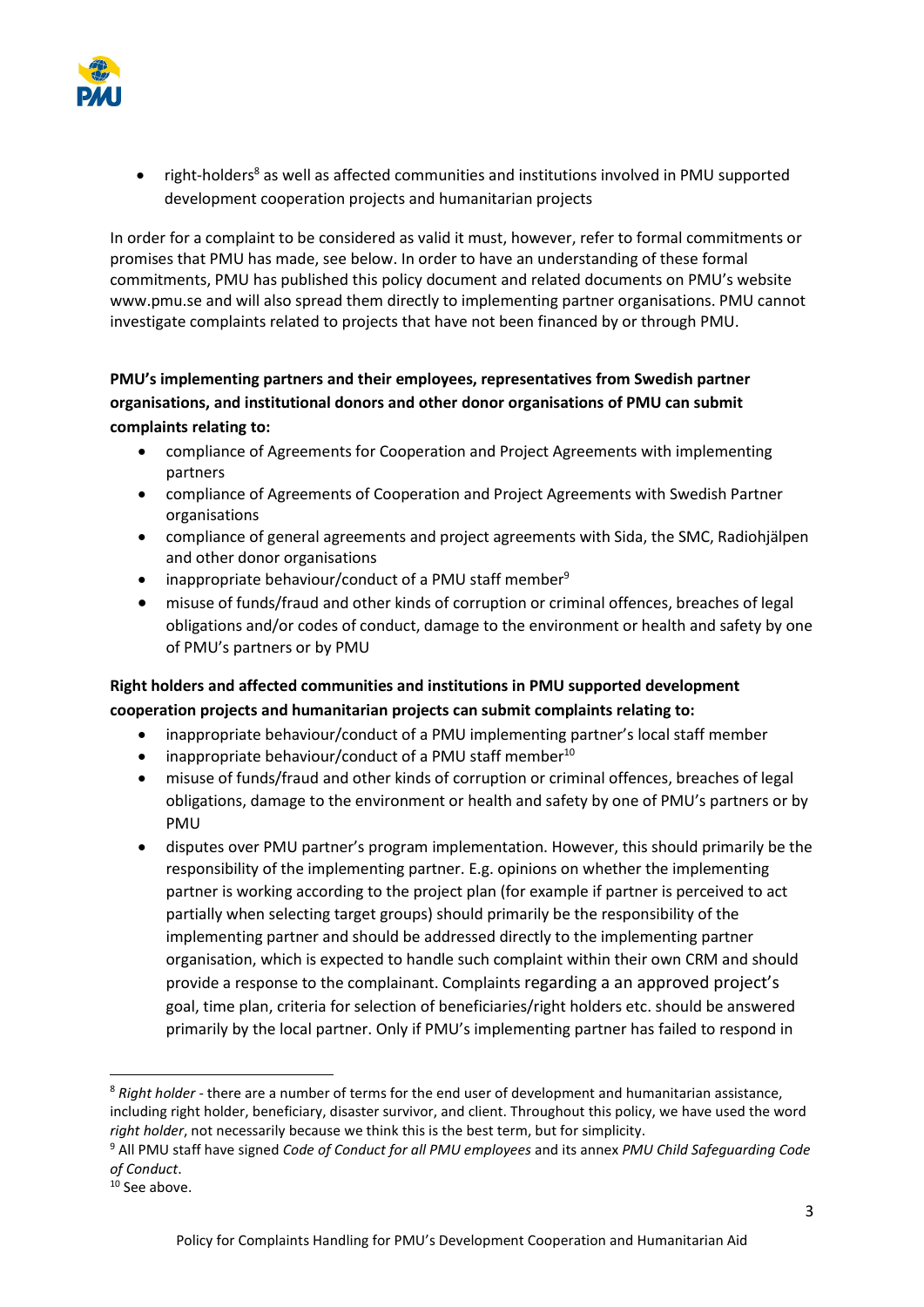- right-holders[8] as well as affected communities and institutions involved in PMU supported development cooperation projects and humanitarian projects

In order for a complaint to be considered as valid it must, however, refer to formal commitments or promises that PMU has made, see below. In order to have an understanding of these formal commitments, PMU has published this policy document and related documents on PMU's website www.pmu.se and will also spread them directly to implementing partner organisations. PMU cannot investigate complaints related to projects that have not been financed by or through PMU.

**PMU's implementing partners and their employees, representatives from Swedish partner organisations, and institutional donors and other donor organisations of PMU can submit complaints relating to:**

- compliance of Agreements for Cooperation and Project Agreements with implementing partners
- compliance of Agreements of Cooperation and Project Agreements with Swedish Partner organisations
- compliance of general agreements and project agreements with Sida, the SMC, Radiohjälpen and other donor organisations
- inappropriate behaviour/conduct of a PMU staff member[9]
- misuse of funds/fraud and other kinds of corruption or criminal offences, breaches of legal obligations and/or codes of conduct, damage to the environment or health and safety by one of PMU's partners or by PMU

**Right holders and affected communities and institutions in PMU supported development cooperation projects and humanitarian projects can submit complaints relating to:**

- inappropriate behaviour/conduct of a PMU implementing partner's local staff member
- inappropriate behaviour/conduct of a PMU staff member[10]
- misuse of funds/fraud and other kinds of corruption or criminal offences, breaches of legal obligations, damage to the environment or health and safety by one of PMU's partners or by PMU
- disputes over PMU partner's program implementation. However, this should primarily be the responsibility of the implementing partner. E.g. opinions on whether the implementing partner is working according to the project plan (for example if partner is perceived to act partially when selecting target groups) should primarily be the responsibility of the implementing partner and should be addressed directly to the implementing partner organisation, which is expected to handle such complaint within their own CRM and should provide a response to the complainant. Complaints regarding a an approved project's goal, time plan, criteria for selection of beneficiaries/right holders etc. should be answered primarily by the local partner. Only if PMU's implementing partner has failed to respond in

---

[8] *Right holder* - there are a number of terms for the end user of development and humanitarian assistance, including right holder, beneficiary, disaster survivor, and client. Throughout this policy, we have used the word *right holder*, not necessarily because we think this is the best term, but for simplicity.

[9] All PMU staff have signed *Code of Conduct for all PMU employees* and its annex *PMU Child Safeguarding Code of Conduct*.

[10] See above.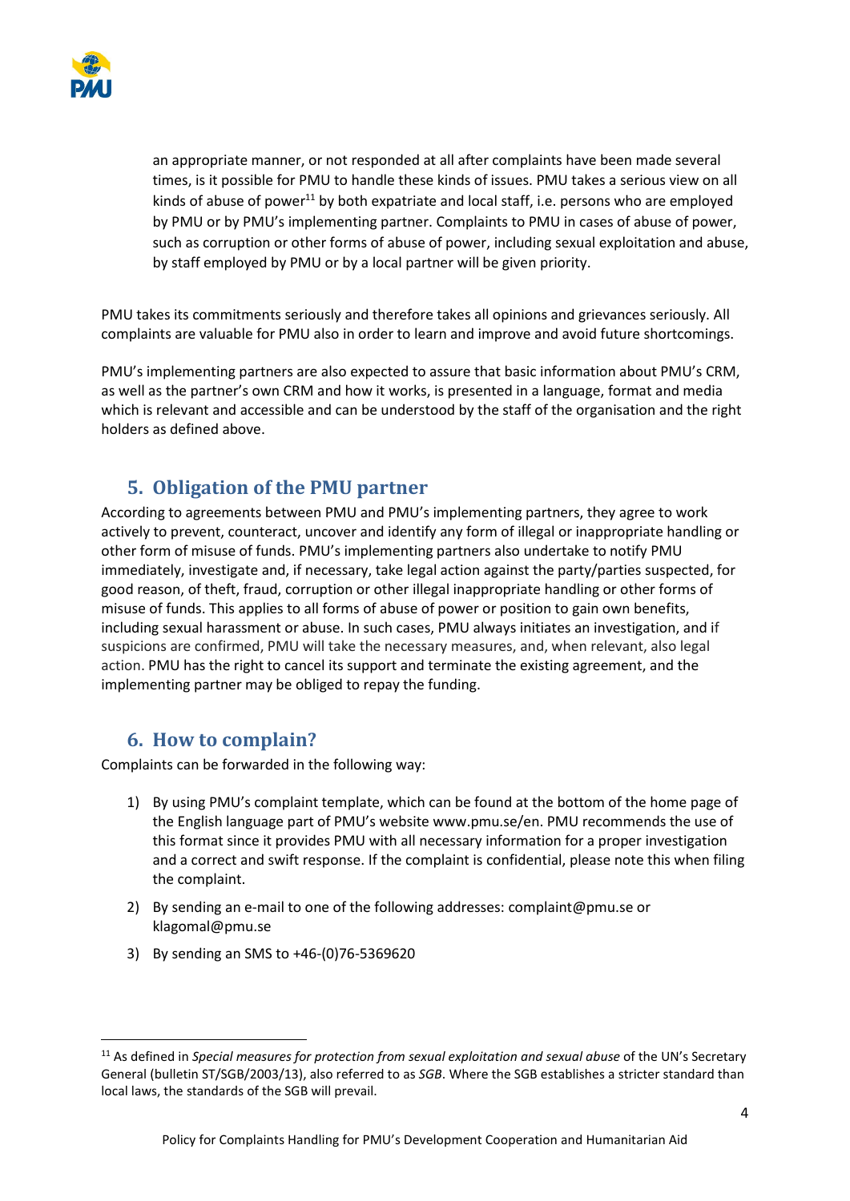an appropriate manner, or not responded at all after complaints have been made several times, is it possible for PMU to handle these kinds of issues. PMU takes a serious view on all kinds of abuse of power[11] by both expatriate and local staff, i.e. persons who are employed by PMU or by PMU's implementing partner. Complaints to PMU in cases of abuse of power, such as corruption or other forms of abuse of power, including sexual exploitation and abuse, by staff employed by PMU or by a local partner will be given priority.

PMU takes its commitments seriously and therefore takes all opinions and grievances seriously. All complaints are valuable for PMU also in order to learn and improve and avoid future shortcomings.

PMU's implementing partners are also expected to assure that basic information about PMU's CRM, as well as the partner's own CRM and how it works, is presented in a language, format and media which is relevant and accessible and can be understood by the staff of the organisation and the right holders as defined above.

## 5. Obligation of the PMU partner

According to agreements between PMU and PMU's implementing partners, they agree to work actively to prevent, counteract, uncover and identify any form of illegal or inappropriate handling or other form of misuse of funds. PMU's implementing partners also undertake to notify PMU immediately, investigate and, if necessary, take legal action against the party/parties suspected, for good reason, of theft, fraud, corruption or other illegal inappropriate handling or other forms of misuse of funds. This applies to all forms of abuse of power or position to gain own benefits, including sexual harassment or abuse. In such cases, PMU always initiates an investigation, and if suspicions are confirmed, PMU will take the necessary measures, and, when relevant, also legal action. PMU has the right to cancel its support and terminate the existing agreement, and the implementing partner may be obliged to repay the funding.

## 6. How to complain?

Complaints can be forwarded in the following way:

1) By using PMU's complaint template, which can be found at the bottom of the home page of the English language part of PMU's website www.pmu.se/en. PMU recommends the use of this format since it provides PMU with all necessary information for a proper investigation and a correct and swift response. If the complaint is confidential, please note this when filing the complaint.
2) By sending an e-mail to one of the following addresses: complaint@pmu.se or klagomal@pmu.se
3) By sending an SMS to +46-(0)76-5369620

---

[11] As defined in *Special measures for protection from sexual exploitation and sexual abuse* of the UN's Secretary General (bulletin ST/SGB/2003/13), also referred to as *SGB*. Where the SGB establishes a stricter standard than local laws, the standards of the SGB will prevail.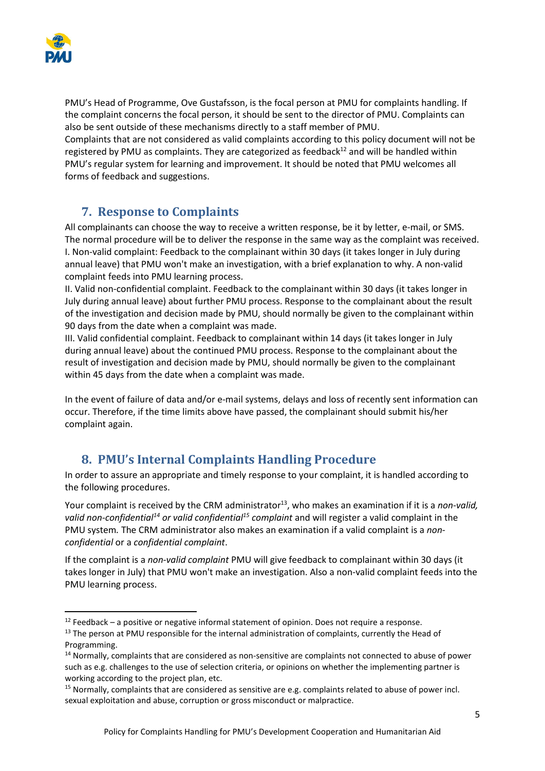PMU's Head of Programme, Ove Gustafsson, is the focal person at PMU for complaints handling. If the complaint concerns the focal person, it should be sent to the director of PMU. Complaints can also be sent outside of these mechanisms directly to a staff member of PMU.
Complaints that are not considered as valid complaints according to this policy document will not be registered by PMU as complaints. They are categorized as feedback[12] and will be handled within PMU's regular system for learning and improvement. It should be noted that PMU welcomes all forms of feedback and suggestions.

## 7. Response to Complaints

All complainants can choose the way to receive a written response, be it by letter, e-mail, or SMS. The normal procedure will be to deliver the response in the same way as the complaint was received.
I. Non-valid complaint: Feedback to the complainant within 30 days (it takes longer in July during annual leave) that PMU won't make an investigation, with a brief explanation to why. A non-valid complaint feeds into PMU learning process.
II. Valid non-confidential complaint. Feedback to the complainant within 30 days (it takes longer in July during annual leave) about further PMU process. Response to the complainant about the result of the investigation and decision made by PMU, should normally be given to the complainant within 90 days from the date when a complaint was made.
III. Valid confidential complaint. Feedback to complainant within 14 days (it takes longer in July during annual leave) about the continued PMU process. Response to the complainant about the result of investigation and decision made by PMU, should normally be given to the complainant within 45 days from the date when a complaint was made.

In the event of failure of data and/or e-mail systems, delays and loss of recently sent information can occur. Therefore, if the time limits above have passed, the complainant should submit his/her complaint again.

## 8. PMU's Internal Complaints Handling Procedure

In order to assure an appropriate and timely response to your complaint, it is handled according to the following procedures.

Your complaint is received by the CRM administrator[13], who makes an examination if it is a *non-valid, valid non-confidential[14] or valid confidential[15] complaint* and will register a valid complaint in the PMU system. The CRM administrator also makes an examination if a valid complaint is a *non-confidential* or a *confidential complaint*.

If the complaint is a *non-valid complaint* PMU will give feedback to complainant within 30 days (it takes longer in July) that PMU won't make an investigation. Also a non-valid complaint feeds into the PMU learning process.

---

[12] Feedback – a positive or negative informal statement of opinion. Does not require a response.

[13] The person at PMU responsible for the internal administration of complaints, currently the Head of Programming.

[14] Normally, complaints that are considered as non-sensitive are complaints not connected to abuse of power such as e.g. challenges to the use of selection criteria, or opinions on whether the implementing partner is working according to the project plan, etc.

[15] Normally, complaints that are considered as sensitive are e.g. complaints related to abuse of power incl. sexual exploitation and abuse, corruption or gross misconduct or malpractice.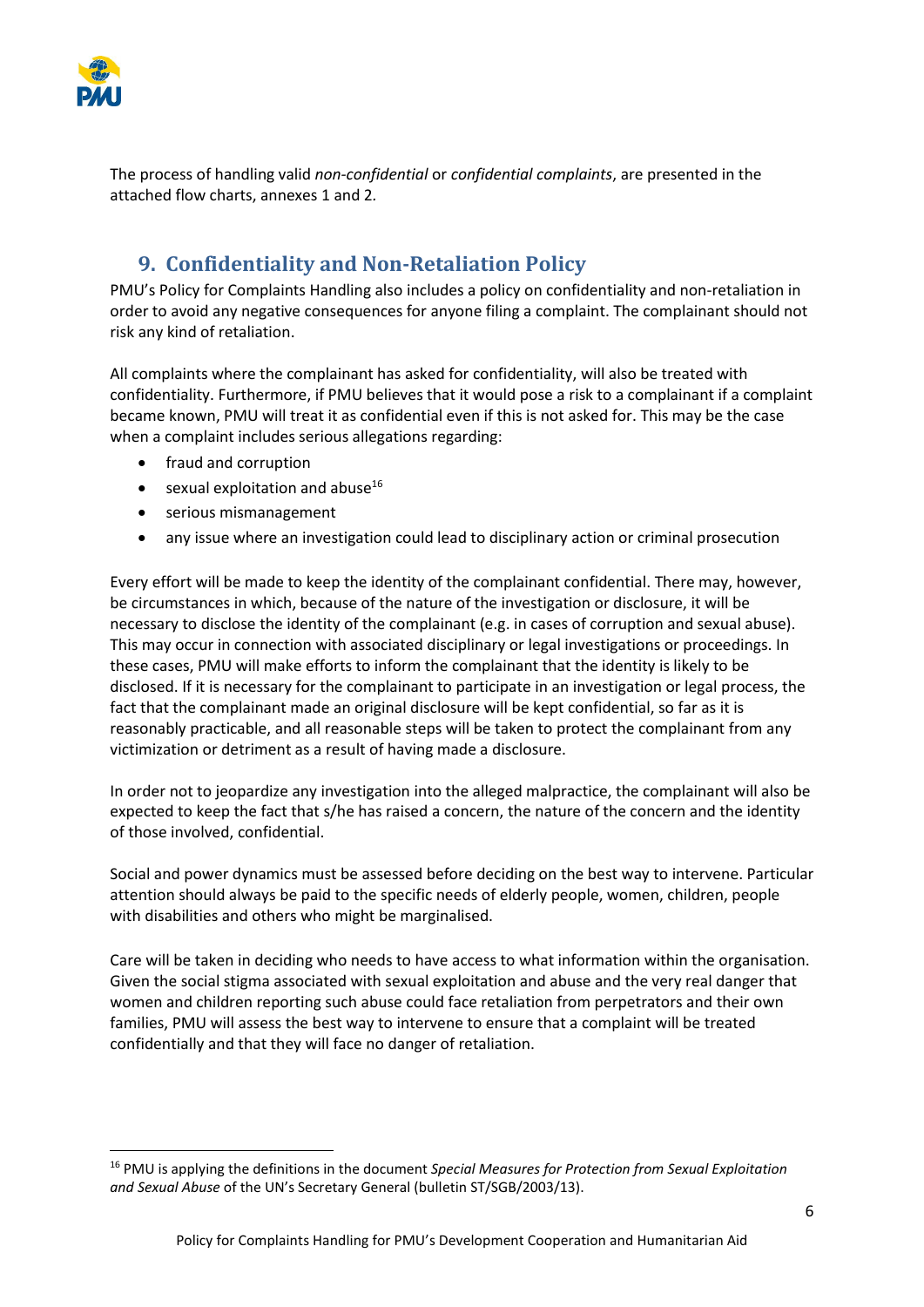The process of handling valid *non-confidential* or *confidential complaints*, are presented in the attached flow charts, annexes 1 and 2.

## 9. Confidentiality and Non-Retaliation Policy

PMU's Policy for Complaints Handling also includes a policy on confidentiality and non-retaliation in order to avoid any negative consequences for anyone filing a complaint. The complainant should not risk any kind of retaliation.

All complaints where the complainant has asked for confidentiality, will also be treated with confidentiality. Furthermore, if PMU believes that it would pose a risk to a complainant if a complaint became known, PMU will treat it as confidential even if this is not asked for. This may be the case when a complaint includes serious allegations regarding:

- fraud and corruption
- sexual exploitation and abuse[16]
- serious mismanagement
- any issue where an investigation could lead to disciplinary action or criminal prosecution

Every effort will be made to keep the identity of the complainant confidential. There may, however, be circumstances in which, because of the nature of the investigation or disclosure, it will be necessary to disclose the identity of the complainant (e.g. in cases of corruption and sexual abuse). This may occur in connection with associated disciplinary or legal investigations or proceedings. In these cases, PMU will make efforts to inform the complainant that the identity is likely to be disclosed. If it is necessary for the complainant to participate in an investigation or legal process, the fact that the complainant made an original disclosure will be kept confidential, so far as it is reasonably practicable, and all reasonable steps will be taken to protect the complainant from any victimization or detriment as a result of having made a disclosure.

In order not to jeopardize any investigation into the alleged malpractice, the complainant will also be expected to keep the fact that s/he has raised a concern, the nature of the concern and the identity of those involved, confidential.

Social and power dynamics must be assessed before deciding on the best way to intervene. Particular attention should always be paid to the specific needs of elderly people, women, children, people with disabilities and others who might be marginalised.

Care will be taken in deciding who needs to have access to what information within the organisation. Given the social stigma associated with sexual exploitation and abuse and the very real danger that women and children reporting such abuse could face retaliation from perpetrators and their own families, PMU will assess the best way to intervene to ensure that a complaint will be treated confidentially and that they will face no danger of retaliation.

---

[16] PMU is applying the definitions in the document *Special Measures for Protection from Sexual Exploitation and Sexual Abuse* of the UN's Secretary General (bulletin ST/SGB/2003/13).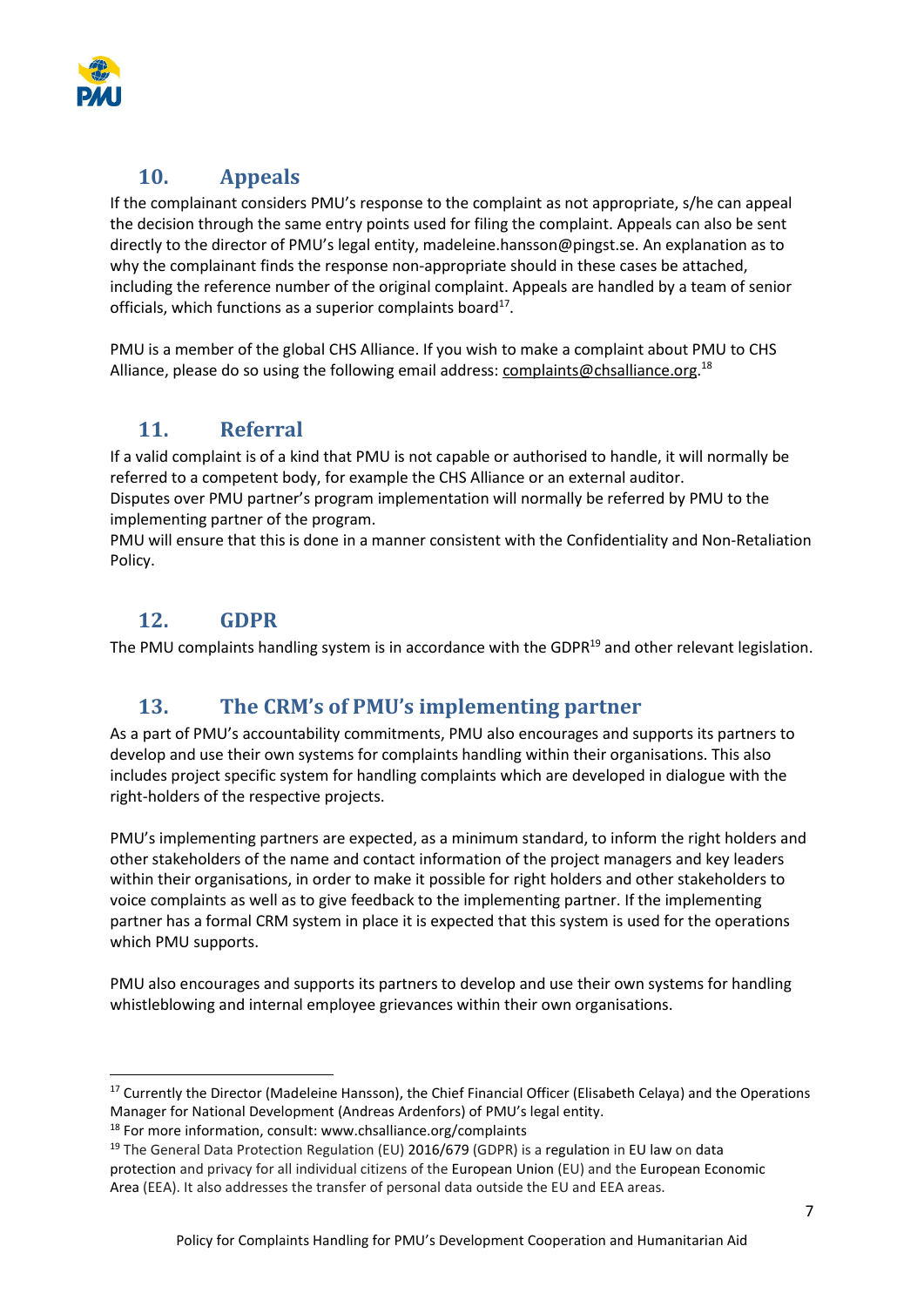## 10. Appeals

If the complainant considers PMU's response to the complaint as not appropriate, s/he can appeal the decision through the same entry points used for filing the complaint. Appeals can also be sent directly to the director of PMU's legal entity, madeleine.hansson@pingst.se. An explanation as to why the complainant finds the response non-appropriate should in these cases be attached, including the reference number of the original complaint. Appeals are handled by a team of senior officials, which functions as a superior complaints board[17].

PMU is a member of the global CHS Alliance. If you wish to make a complaint about PMU to CHS Alliance, please do so using the following email address: complaints@chsalliance.org.[18]

## 11. Referral

If a valid complaint is of a kind that PMU is not capable or authorised to handle, it will normally be referred to a competent body, for example the CHS Alliance or an external auditor.
Disputes over PMU partner's program implementation will normally be referred by PMU to the implementing partner of the program.
PMU will ensure that this is done in a manner consistent with the Confidentiality and Non-Retaliation Policy.

## 12. GDPR

The PMU complaints handling system is in accordance with the GDPR[19] and other relevant legislation.

## 13. The CRM's of PMU's implementing partner

As a part of PMU's accountability commitments, PMU also encourages and supports its partners to develop and use their own systems for complaints handling within their organisations. This also includes project specific system for handling complaints which are developed in dialogue with the right-holders of the respective projects.

PMU's implementing partners are expected, as a minimum standard, to inform the right holders and other stakeholders of the name and contact information of the project managers and key leaders within their organisations, in order to make it possible for right holders and other stakeholders to voice complaints as well as to give feedback to the implementing partner. If the implementing partner has a formal CRM system in place it is expected that this system is used for the operations which PMU supports.

PMU also encourages and supports its partners to develop and use their own systems for handling whistleblowing and internal employee grievances within their own organisations.

---

[17] Currently the Director (Madeleine Hansson), the Chief Financial Officer (Elisabeth Celaya) and the Operations Manager for National Development (Andreas Ardenfors) of PMU's legal entity.

[18] For more information, consult: www.chsalliance.org/complaints

[19] The General Data Protection Regulation (EU) 2016/679 (GDPR) is a regulation in EU law on data protection and privacy for all individual citizens of the European Union (EU) and the European Economic Area (EEA). It also addresses the transfer of personal data outside the EU and EEA areas.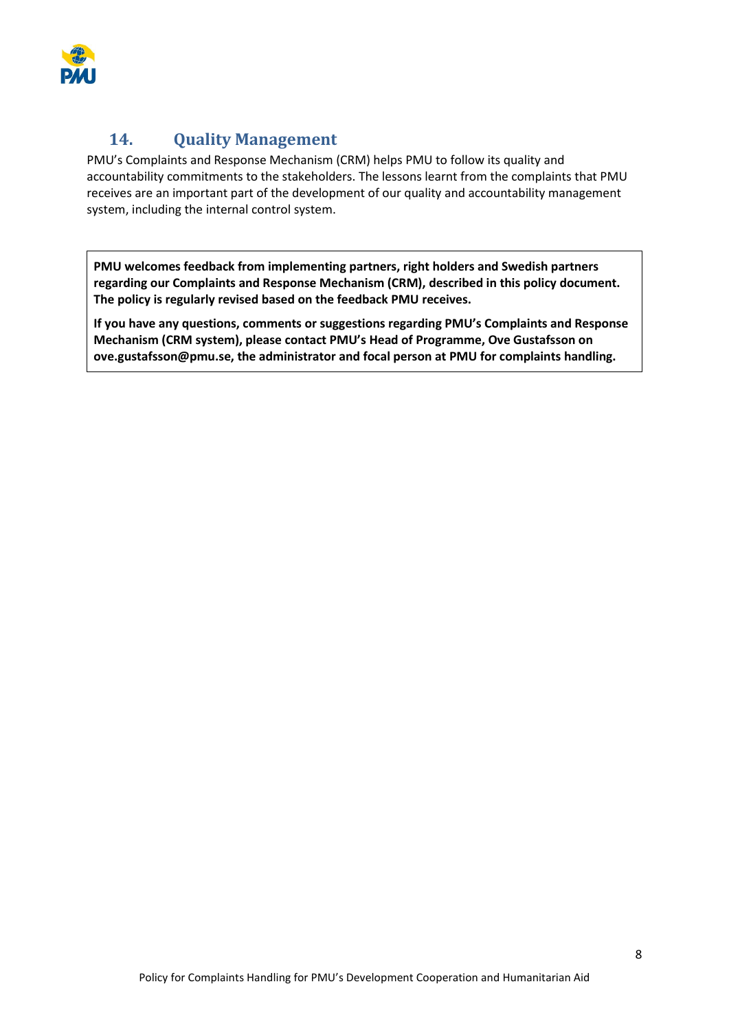## 14. Quality Management

PMU's Complaints and Response Mechanism (CRM) helps PMU to follow its quality and accountability commitments to the stakeholders. The lessons learnt from the complaints that PMU receives are an important part of the development of our quality and accountability management system, including the internal control system.

**PMU welcomes feedback from implementing partners, right holders and Swedish partners regarding our Complaints and Response Mechanism (CRM), described in this policy document. The policy is regularly revised based on the feedback PMU receives.**

**If you have any questions, comments or suggestions regarding PMU's Complaints and Response Mechanism (CRM system), please contact PMU's Head of Programme, Ove Gustafsson on ove.gustafsson@pmu.se, the administrator and focal person at PMU for complaints handling.**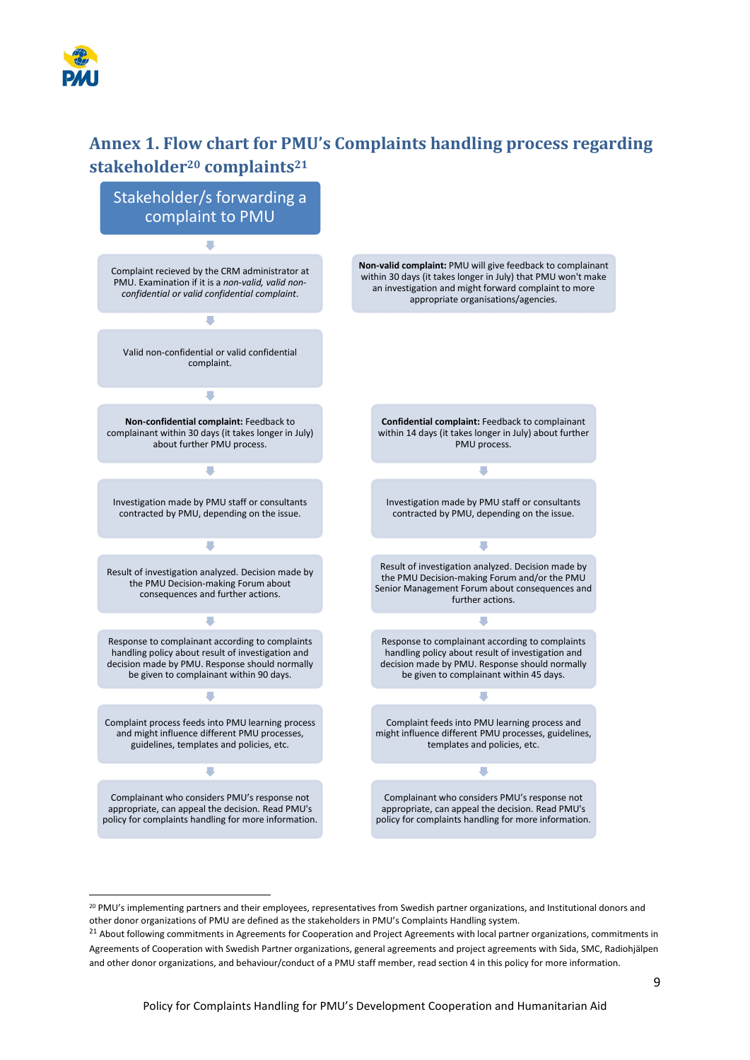## Annex 1. Flow chart for PMU's Complaints handling process regarding stakeholder[20] complaints[21]

**Stakeholder/s forwarding a complaint to PMU**

↓

Complaint recieved by the CRM administrator at PMU. Examination if it is a *non-valid, valid non-confidential or valid confidential complaint*.

→ **Non-valid complaint:** PMU will give feedback to complainant within 30 days (it takes longer in July) that PMU won't make an investigation and might forward complaint to more appropriate organisations/agencies.

↓

Valid non-confidential or valid confidential complaint.

↓

| Non-confidential complaint | Confidential complaint |
|---|---|
| **Non-confidential complaint:** Feedback to complainant within 30 days (it takes longer in July) about further PMU process. | **Confidential complaint:** Feedback to complainant within 14 days (it takes longer in July) about further PMU process. |
| ↓ | ↓ |
| Investigation made by PMU staff or consultants contracted by PMU, depending on the issue. | Investigation made by PMU staff or consultants contracted by PMU, depending on the issue. |
| ↓ | ↓ |
| Result of investigation analyzed. Decision made by the PMU Decision-making Forum about consequences and further actions. | Result of investigation analyzed. Decision made by the PMU Decision-making Forum and/or the PMU Senior Management Forum about consequences and further actions. |
| ↓ | ↓ |
| Response to complainant according to complaints handling policy about result of investigation and decision made by PMU. Response should normally be given to complainant within 90 days. | Response to complainant according to complaints handling policy about result of investigation and decision made by PMU. Response should normally be given to complainant within 45 days. |
| ↓ | ↓ |
| Complaint process feeds into PMU learning process and might influence different PMU processes, guidelines, templates and policies, etc. | Complaint feeds into PMU learning process and might influence different PMU processes, guidelines, templates and policies, etc. |
| ↓ | ↓ |
| Complainant who considers PMU's response not appropriate, can appeal the decision. Read PMU's policy for complaints handling for more information. | Complainant who considers PMU's response not appropriate, can appeal the decision. Read PMU's policy for complaints handling for more information. |

---

[20] PMU's implementing partners and their employees, representatives from Swedish partner organizations, and Institutional donors and other donor organizations of PMU are defined as the stakeholders in PMU's Complaints Handling system.

[21] About following commitments in Agreements for Cooperation and Project Agreements with local partner organizations, commitments in Agreements of Cooperation with Swedish Partner organizations, general agreements and project agreements with Sida, SMC, Radiohjälpen and other donor organizations, and behaviour/conduct of a PMU staff member, read section 4 in this policy for more information.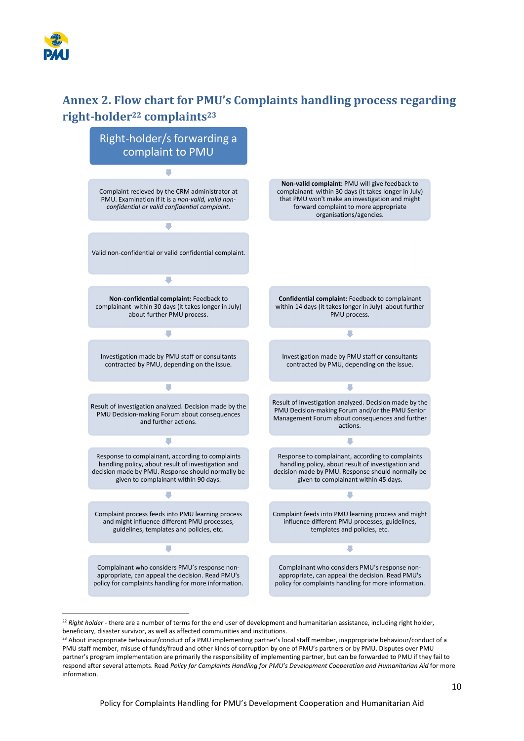## Annex 2. Flow chart for PMU's Complaints handling process regarding right-holder[22] complaints[23]

Right-holder/s forwarding a complaint to PMU

Complaint recieved by the CRM administrator at PMU. Examination if it is a *non-valid, valid non-confidential or valid confidential complaint*.

**Non-valid complaint:** PMU will give feedback to complainant within 30 days (it takes longer in July) that PMU won't make an investigation and might forward complaint to more appropriate organisations/agencies.

Valid non-confidential or valid confidential complaint.

**Non-confidential complaint:** Feedback to complainant within 30 days (it takes longer in July) about further PMU process.

Investigation made by PMU staff or consultants contracted by PMU, depending on the issue.

Result of investigation analyzed. Decision made by the PMU Decision-making Forum about consequences and further actions.

Response to complainant, according to complaints handling policy, about result of investigation and decision made by PMU. Response should normally be given to complainant within 90 days.

Complaint process feeds into PMU learning process and might influence different PMU processes, guidelines, templates and policies, etc.

Complainant who considers PMU's response non-appropriate, can appeal the decision. Read PMU's policy for complaints handling for more information.

**Confidential complaint:** Feedback to complainant within 14 days (it takes longer in July) about further PMU process.

Investigation made by PMU staff or consultants contracted by PMU, depending on the issue.

Result of investigation analyzed. Decision made by the PMU Decision-making Forum and/or the PMU Senior Management Forum about consequences and further actions.

Response to complainant, according to complaints handling policy, about result of investigation and decision made by PMU. Response should normally be given to complainant within 45 days.

Complaint feeds into PMU learning process and might influence different PMU processes, guidelines, templates and policies, etc.

Complainant who considers PMU's response non-appropriate, can appeal the decision. Read PMU's policy for complaints handling for more information.

---

[22] *Right holder* - there are a number of terms for the end user of development and humanitarian assistance, including right holder, beneficiary, disaster survivor, as well as affected communities and institutions.

[23] About inappropriate behaviour/conduct of a PMU implementing partner's local staff member, inappropriate behaviour/conduct of a PMU staff member, misuse of funds/fraud and other kinds of corruption by one of PMU's partners or by PMU. Disputes over PMU partner's program implementation are primarily the responsibility of implementing partner, but can be forwarded to PMU if they fail to respond after several attempts. Read *Policy for Complaints Handling for PMU's Development Cooperation and Humanitarian Aid* for more information.